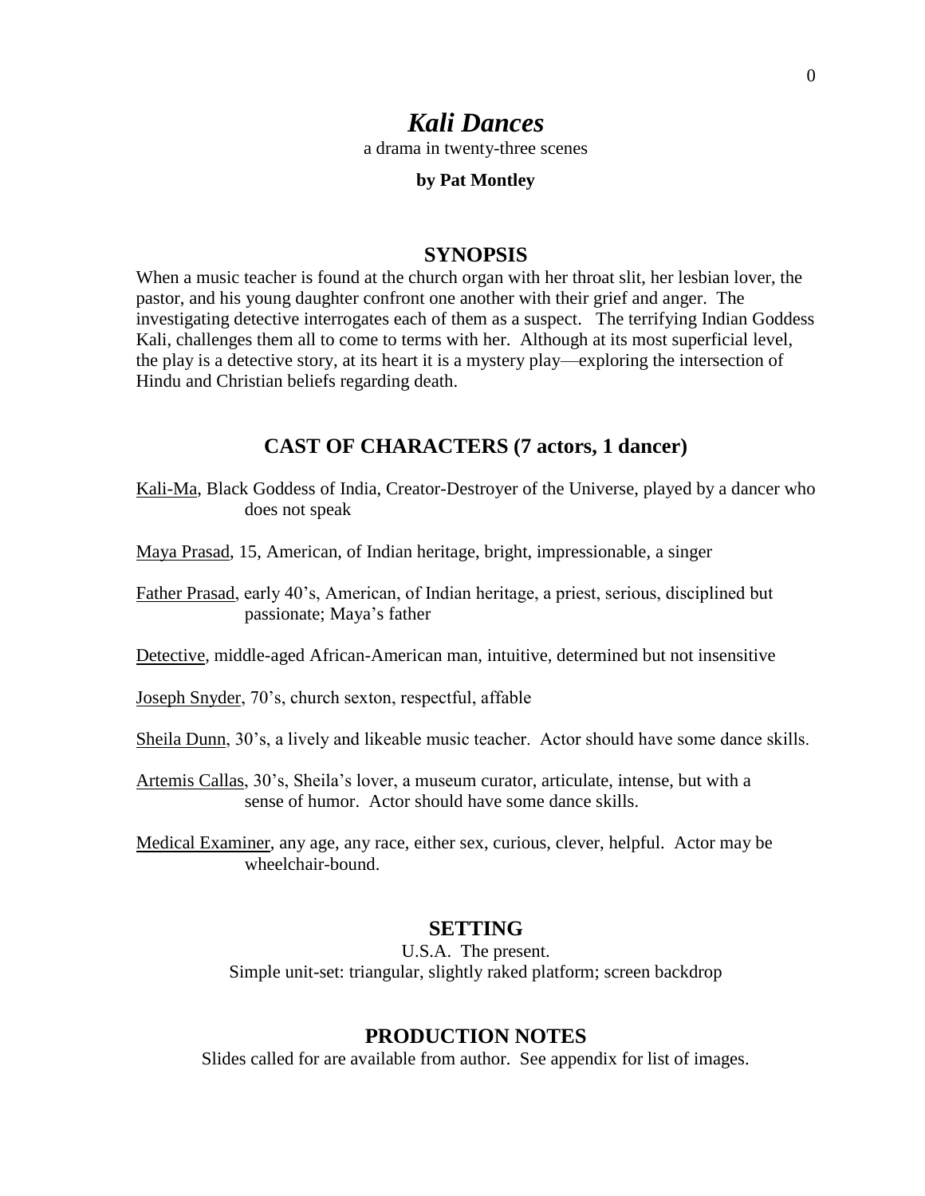# *Kali Dances*

a drama in twenty-three scenes

**by Pat Montley**

## SYNOPSIS

When a music teacher is found at the church organ with her throat slit, her lesbian lover, the pastor, and his young daughter confront one another with their grief and anger. The investigating detective interrogates each of them as a suspect. The terrifying Indian Goddess Kali, challenges them all to come to terms with her. Although at its most superficial level, the play is a detective story, at its heart it is a mystery play—exploring the intersection of Hindu and Christian beliefs regarding death.

## CAST OF CHARACTERS (7 actors, 1 dancer)

Kali-Ma, Black Goddess of India, Creator-Destroyer of the Universe, played by a dancer who does not speak

Maya Prasad, 15, American, of Indian heritage, bright, impressionable, a singer

Father Prasad, early 40's, American, of Indian heritage, a priest, serious, disciplined but passionate; Maya's father

Detective, middle-aged African-American man, intuitive, determined but not insensitive

Joseph Snyder, 70's, church sexton, respectful, affable

Sheila Dunn, 30's, a lively and likeable music teacher. Actor should have some dance skills.

Artemis Callas, 30's, Sheila's lover, a museum curator, articulate, intense, but with a sense of humor. Actor should have some dance skills.

Medical Examiner, any age, any race, either sex, curious, clever, helpful. Actor may be wheelchair-bound.

## SETTING

U.S.A. The present.
Simple unit-set: triangular, slightly raked platform; screen backdrop

## PRODUCTION NOTES

Slides called for are available from author. See appendix for list of images.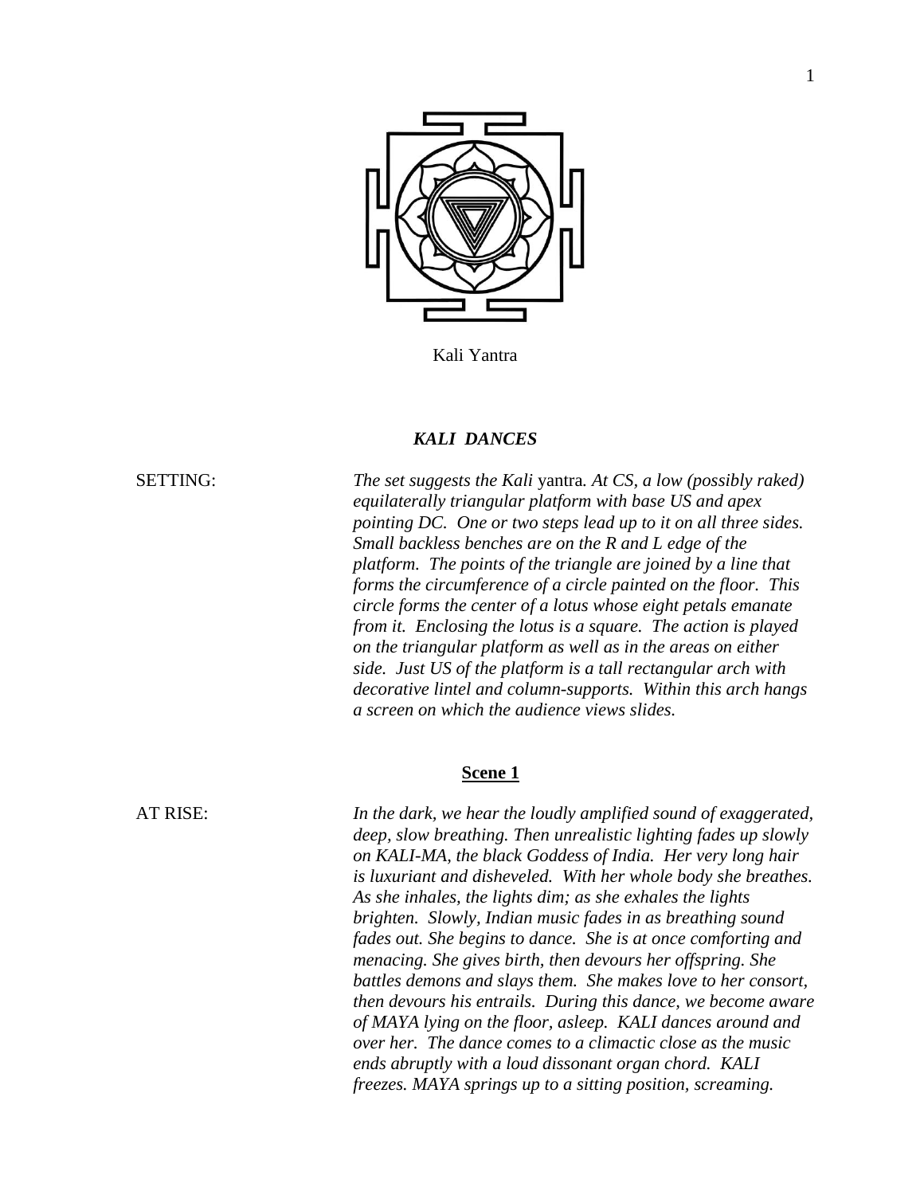Kali Yantra

### *KALI DANCES*

SETTING: *The set suggests the Kali* yantra*. At CS, a low (possibly raked) equilaterally triangular platform with base US and apex pointing DC. One or two steps lead up to it on all three sides. Small backless benches are on the R and L edge of the platform. The points of the triangle are joined by a line that forms the circumference of a circle painted on the floor. This circle forms the center of a lotus whose eight petals emanate from it. Enclosing the lotus is a square. The action is played on the triangular platform as well as in the areas on either side. Just US of the platform is a tall rectangular arch with decorative lintel and column-supports. Within this arch hangs a screen on which the audience views slides.*

**Scene 1**

AT RISE: *In the dark, we hear the loudly amplified sound of exaggerated, deep, slow breathing. Then unrealistic lighting fades up slowly on KALI-MA, the black Goddess of India. Her very long hair is luxuriant and disheveled. With her whole body she breathes. As she inhales, the lights dim; as she exhales the lights brighten. Slowly, Indian music fades in as breathing sound fades out. She begins to dance. She is at once comforting and menacing. She gives birth, then devours her offspring. She battles demons and slays them. She makes love to her consort, then devours his entrails. During this dance, we become aware of MAYA lying on the floor, asleep. KALI dances around and over her. The dance comes to a climactic close as the music ends abruptly with a loud dissonant organ chord. KALI freezes. MAYA springs up to a sitting position, screaming.*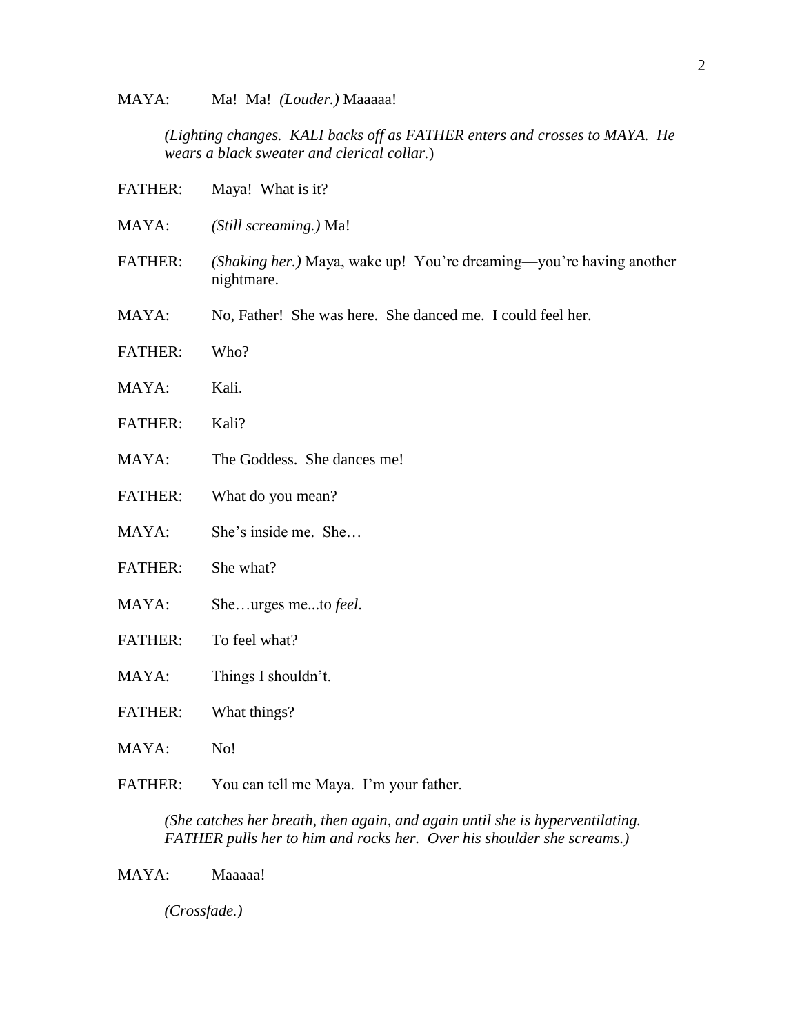MAYA: Ma! Ma! *(Louder.)* Maaaaa!

*(Lighting changes. KALI backs off as FATHER enters and crosses to MAYA. He wears a black sweater and clerical collar.*)

FATHER: Maya! What is it?

MAYA: *(Still screaming.)* Ma!

FATHER: *(Shaking her.)* Maya, wake up! You're dreaming—you're having another nightmare.

MAYA: No, Father! She was here. She danced me. I could feel her.

FATHER: Who?

MAYA: Kali.

FATHER: Kali?

MAYA: The Goddess. She dances me!

FATHER: What do you mean?

MAYA: She's inside me. She…

FATHER: She what?

MAYA: She…urges me...to *feel*.

FATHER: To feel what?

MAYA: Things I shouldn't.

FATHER: What things?

MAYA: No!

FATHER: You can tell me Maya. I'm your father.

*(She catches her breath, then again, and again until she is hyperventilating. FATHER pulls her to him and rocks her. Over his shoulder she screams.)*

MAYA: Maaaaa!

*(Crossfade.)*